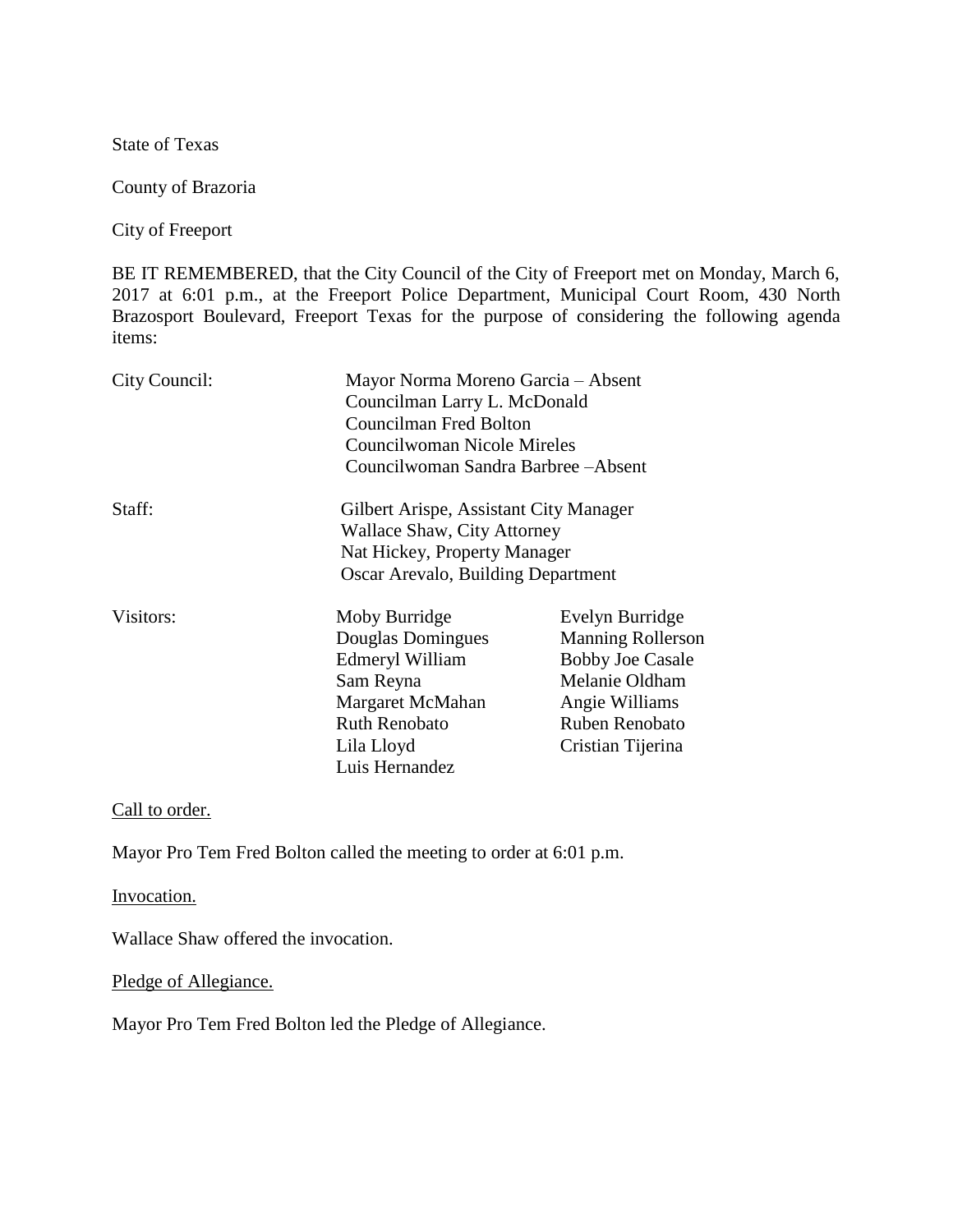State of Texas

County of Brazoria

City of Freeport

BE IT REMEMBERED, that the City Council of the City of Freeport met on Monday, March 6, 2017 at 6:01 p.m., at the Freeport Police Department, Municipal Court Room, 430 North Brazosport Boulevard, Freeport Texas for the purpose of considering the following agenda items:

City Council: Mayor Norma Moreno Garcia – Absent
Councilman Larry L. McDonald
Councilman Fred Bolton
Councilwoman Nicole Mireles
Councilwoman Sandra Barbree –Absent

Staff: Gilbert Arispe, Assistant City Manager
Wallace Shaw, City Attorney
Nat Hickey, Property Manager
Oscar Arevalo, Building Department

Visitors:

| | |
|---|---|
| Moby Burridge | Evelyn Burridge |
| Douglas Domingues | Manning Rollerson |
| Edmeryl William | Bobby Joe Casale |
| Sam Reyna | Melanie Oldham |
| Margaret McMahan | Angie Williams |
| Ruth Renobato | Ruben Renobato |
| Lila Lloyd | Cristian Tijerina |
| Luis Hernandez | |

Call to order.

Mayor Pro Tem Fred Bolton called the meeting to order at 6:01 p.m.

Invocation.

Wallace Shaw offered the invocation.

Pledge of Allegiance.

Mayor Pro Tem Fred Bolton led the Pledge of Allegiance.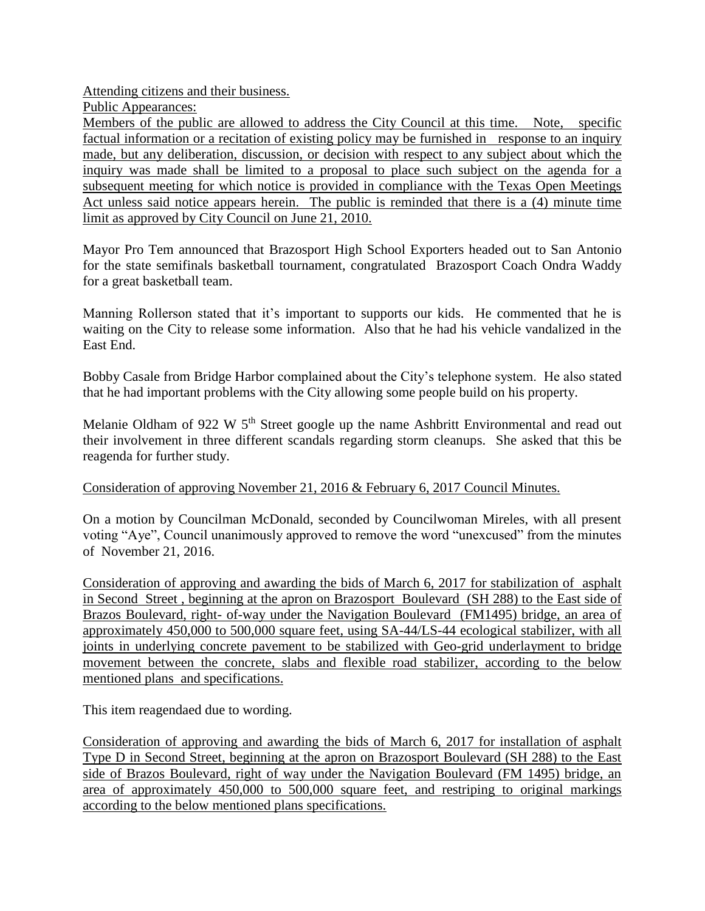Attending citizens and their business.

Public Appearances:

Members of the public are allowed to address the City Council at this time. Note, specific factual information or a recitation of existing policy may be furnished in response to an inquiry made, but any deliberation, discussion, or decision with respect to any subject about which the inquiry was made shall be limited to a proposal to place such subject on the agenda for a subsequent meeting for which notice is provided in compliance with the Texas Open Meetings Act unless said notice appears herein. The public is reminded that there is a (4) minute time limit as approved by City Council on June 21, 2010.

Mayor Pro Tem announced that Brazosport High School Exporters headed out to San Antonio for the state semifinals basketball tournament, congratulated Brazosport Coach Ondra Waddy for a great basketball team.

Manning Rollerson stated that it's important to supports our kids. He commented that he is waiting on the City to release some information. Also that he had his vehicle vandalized in the East End.

Bobby Casale from Bridge Harbor complained about the City's telephone system. He also stated that he had important problems with the City allowing some people build on his property.

Melanie Oldham of 922 W 5th Street google up the name Ashbritt Environmental and read out their involvement in three different scandals regarding storm cleanups. She asked that this be reagenda for further study.

Consideration of approving November 21, 2016 & February 6, 2017 Council Minutes.

On a motion by Councilman McDonald, seconded by Councilwoman Mireles, with all present voting "Aye", Council unanimously approved to remove the word "unexcused" from the minutes of November 21, 2016.

Consideration of approving and awarding the bids of March 6, 2017 for stabilization of asphalt in Second Street , beginning at the apron on Brazosport Boulevard (SH 288) to the East side of Brazos Boulevard, right- of-way under the Navigation Boulevard (FM1495) bridge, an area of approximately 450,000 to 500,000 square feet, using SA-44/LS-44 ecological stabilizer, with all joints in underlying concrete pavement to be stabilized with Geo-grid underlayment to bridge movement between the concrete, slabs and flexible road stabilizer, according to the below mentioned plans and specifications.

This item reagendaed due to wording.

Consideration of approving and awarding the bids of March 6, 2017 for installation of asphalt Type D in Second Street, beginning at the apron on Brazosport Boulevard (SH 288) to the East side of Brazos Boulevard, right of way under the Navigation Boulevard (FM 1495) bridge, an area of approximately 450,000 to 500,000 square feet, and restriping to original markings according to the below mentioned plans specifications.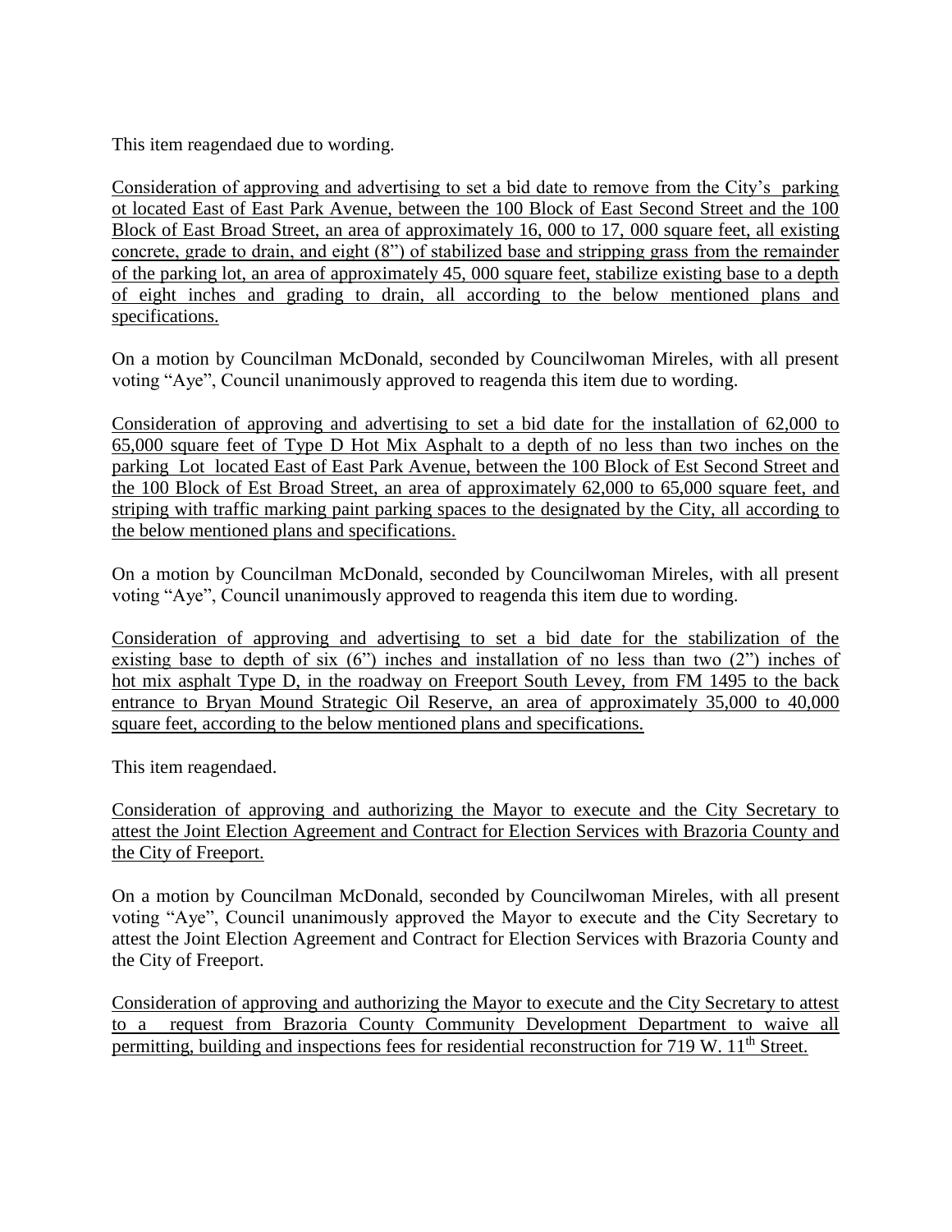This item reagendaed due to wording.

<u>Consideration of approving and advertising to set a bid date to remove from the City's parking ot located East of East Park Avenue, between the 100 Block of East Second Street and the 100 Block of East Broad Street, an area of approximately 16, 000 to 17, 000 square feet, all existing concrete, grade to drain, and eight (8") of stabilized base and stripping grass from the remainder of the parking lot, an area of approximately 45, 000 square feet, stabilize existing base to a depth of eight inches and grading to drain, all according to the below mentioned plans and specifications.</u>

On a motion by Councilman McDonald, seconded by Councilwoman Mireles, with all present voting "Aye", Council unanimously approved to reagenda this item due to wording.

<u>Consideration of approving and advertising to set a bid date for the installation of 62,000 to 65,000 square feet of Type D Hot Mix Asphalt to a depth of no less than two inches on the parking Lot located East of East Park Avenue, between the 100 Block of Est Second Street and the 100 Block of Est Broad Street, an area of approximately 62,000 to 65,000 square feet, and striping with traffic marking paint parking spaces to the designated by the City, all according to the below mentioned plans and specifications.</u>

On a motion by Councilman McDonald, seconded by Councilwoman Mireles, with all present voting "Aye", Council unanimously approved to reagenda this item due to wording.

<u>Consideration of approving and advertising to set a bid date for the stabilization of the existing base to depth of six (6") inches and installation of no less than two (2") inches of hot mix asphalt Type D, in the roadway on Freeport South Levey, from FM 1495 to the back entrance to Bryan Mound Strategic Oil Reserve, an area of approximately 35,000 to 40,000 square feet, according to the below mentioned plans and specifications.</u>

This item reagendaed.

<u>Consideration of approving and authorizing the Mayor to execute and the City Secretary to attest the Joint Election Agreement and Contract for Election Services with Brazoria County and the City of Freeport.</u>

On a motion by Councilman McDonald, seconded by Councilwoman Mireles, with all present voting "Aye", Council unanimously approved the Mayor to execute and the City Secretary to attest the Joint Election Agreement and Contract for Election Services with Brazoria County and the City of Freeport.

<u>Consideration of approving and authorizing the Mayor to execute and the City Secretary to attest to a request from Brazoria County Community Development Department to waive all permitting, building and inspections fees for residential reconstruction for 719 W. 11th Street.</u>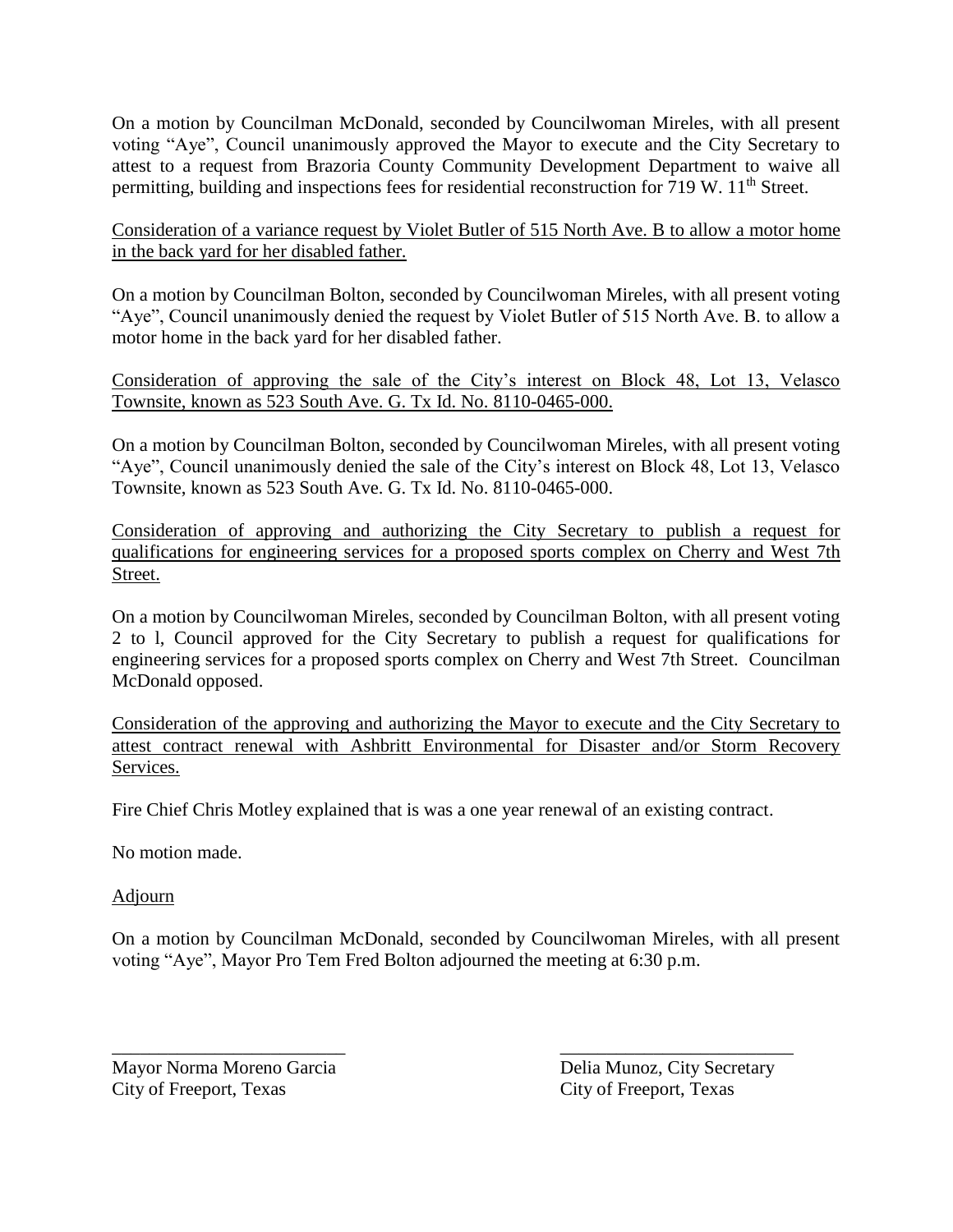On a motion by Councilman McDonald, seconded by Councilwoman Mireles, with all present voting "Aye", Council unanimously approved the Mayor to execute and the City Secretary to attest to a request from Brazoria County Community Development Department to waive all permitting, building and inspections fees for residential reconstruction for 719 W. 11th Street.

<u>Consideration of a variance request by Violet Butler of 515 North Ave. B to allow a motor home in the back yard for her disabled father.</u>

On a motion by Councilman Bolton, seconded by Councilwoman Mireles, with all present voting "Aye", Council unanimously denied the request by Violet Butler of 515 North Ave. B. to allow a motor home in the back yard for her disabled father.

<u>Consideration of approving the sale of the City's interest on Block 48, Lot 13, Velasco Townsite, known as 523 South Ave. G. Tx Id. No. 8110-0465-000.</u>

On a motion by Councilman Bolton, seconded by Councilwoman Mireles, with all present voting "Aye", Council unanimously denied the sale of the City's interest on Block 48, Lot 13, Velasco Townsite, known as 523 South Ave. G. Tx Id. No. 8110-0465-000.

<u>Consideration of approving and authorizing the City Secretary to publish a request for qualifications for engineering services for a proposed sports complex on Cherry and West 7th Street.</u>

On a motion by Councilwoman Mireles, seconded by Councilman Bolton, with all present voting 2 to l, Council approved for the City Secretary to publish a request for qualifications for engineering services for a proposed sports complex on Cherry and West 7th Street. Councilman McDonald opposed.

<u>Consideration of the approving and authorizing the Mayor to execute and the City Secretary to attest contract renewal with Ashbritt Environmental for Disaster and/or Storm Recovery Services.</u>

Fire Chief Chris Motley explained that is was a one year renewal of an existing contract.

No motion made.

<u>Adjourn</u>

On a motion by Councilman McDonald, seconded by Councilwoman Mireles, with all present voting "Aye", Mayor Pro Tem Fred Bolton adjourned the meeting at 6:30 p.m.

\_\_\_\_\_\_\_\_\_\_\_\_\_\_\_\_\_\_\_\_\_\_\_\_\_\_

Mayor Norma Moreno Garcia
City of Freeport, Texas

\_\_\_\_\_\_\_\_\_\_\_\_\_\_\_\_\_\_\_\_\_\_\_\_\_\_

Delia Munoz, City Secretary
City of Freeport, Texas